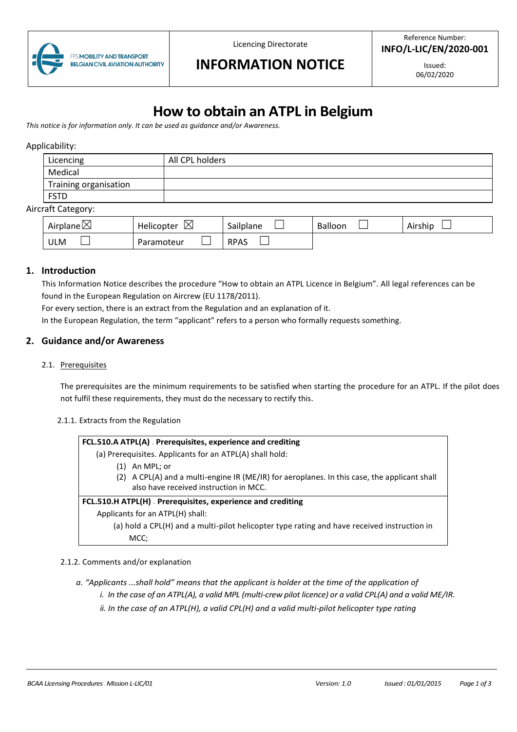| FPS MOBILITY AND TRANSPORT BELGIAN CIVIL AVIATION AUTHORITY | Licencing Directorate **INFORMATION NOTICE** | Reference Number: **INFO/L-LIC/EN/2020-001** Issued: 06/02/2020 |
|---|---|---|

# How to obtain an ATPL in Belgium

*This notice is for information only. It can be used as guidance and/or Awareness.*

Applicability:

| | |
|---|---|
| Licencing | All CPL holders |
| Medical | |
| Training organisation | |
| FSTD | |

Aircraft Category:

| | | | | |
|---|---|---|---|---|
| Airplane ☒ | Helicopter ☒ | Sailplane ☐ | Balloon ☐ | Airship ☐ |
| ULM ☐ | Paramoteur ☐ | RPAS ☐ | | |

## 1. Introduction

This Information Notice describes the procedure "How to obtain an ATPL Licence in Belgium". All legal references can be found in the European Regulation on Aircrew (EU 1178/2011).

For every section, there is an extract from the Regulation and an explanation of it.

In the European Regulation, the term "applicant" refers to a person who formally requests something.

## 2. Guidance and/or Awareness

### 2.1. Prerequisites

The prerequisites are the minimum requirements to be satisfied when starting the procedure for an ATPL. If the pilot does not fulfil these requirements, they must do the necessary to rectify this.

#### 2.1.1. Extracts from the Regulation

> **FCL.510.A ATPL(A) - Prerequisites, experience and crediting**
>
> (a) Prerequisites. Applicants for an ATPL(A) shall hold:
>
> (1) An MPL; or
>
> (2) A CPL(A) and a multi-engine IR (ME/IR) for aeroplanes. In this case, the applicant shall also have received instruction in MCC.
>
> **FCL.510.H ATPL(H) - Prerequisites, experience and crediting**
>
> Applicants for an ATPL(H) shall:
>
> (a) hold a CPL(H) and a multi-pilot helicopter type rating and have received instruction in MCC;

#### 2.1.2. Comments and/or explanation

*a. "Applicants ...shall hold" means that the applicant is holder at the time of the application of*

*i. In the case of an ATPL(A), a valid MPL (multi-crew pilot licence) or a valid CPL(A) and a valid ME/IR.*

*ii. In the case of an ATPL(H), a valid CPL(H) and a valid multi-pilot helicopter type rating*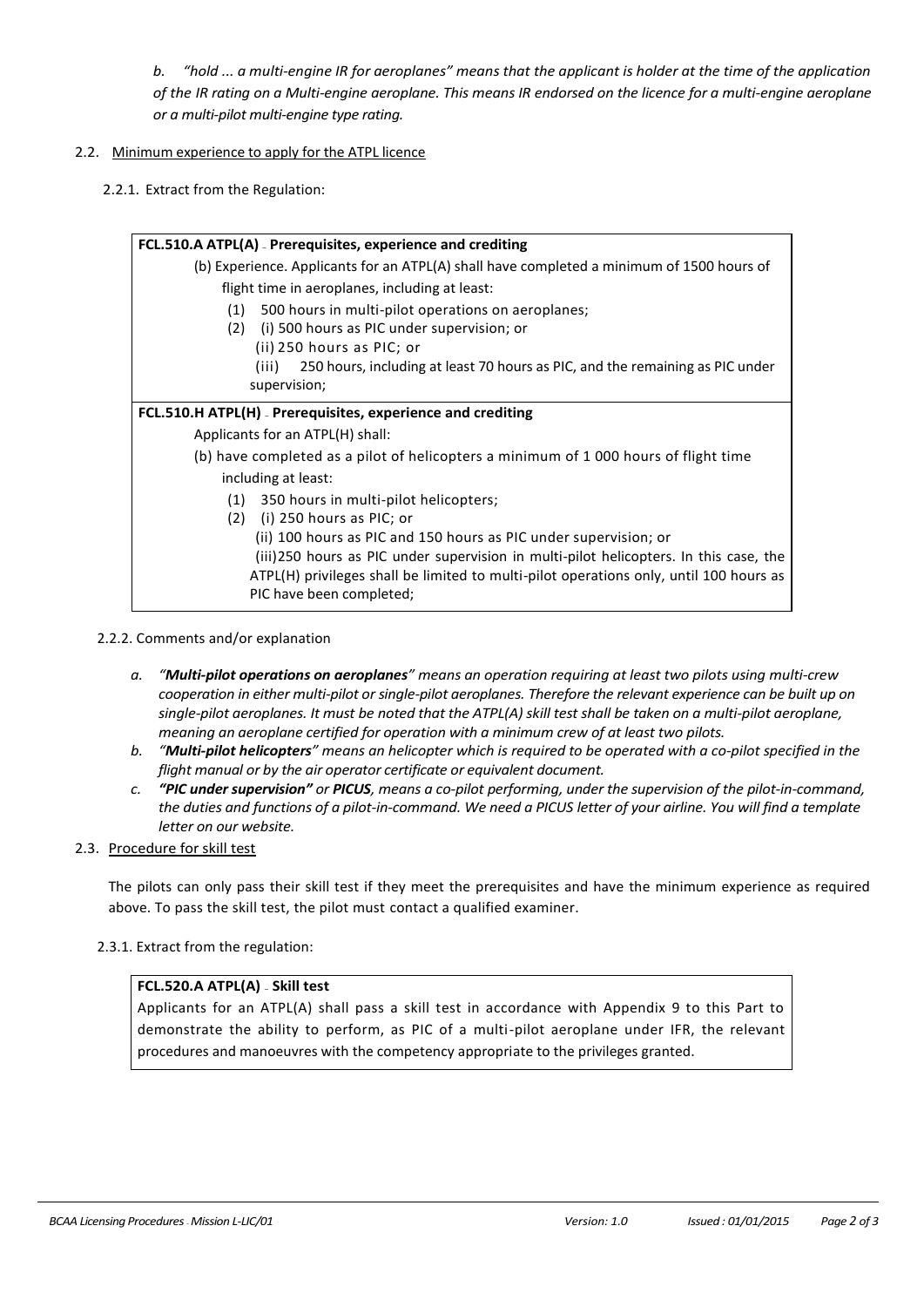*b. "hold ... a multi-engine IR for aeroplanes" means that the applicant is holder at the time of the application of the IR rating on a Multi-engine aeroplane. This means IR endorsed on the licence for a multi-engine aeroplane or a multi-pilot multi-engine type rating.*

## 2.2. Minimum experience to apply for the ATPL licence

### 2.2.1. Extract from the Regulation:

> **FCL.510.A ATPL(A) – Prerequisites, experience and crediting**
>
> (b) Experience. Applicants for an ATPL(A) shall have completed a minimum of 1500 hours of flight time in aeroplanes, including at least:
>
> (1) 500 hours in multi-pilot operations on aeroplanes;
>
> (2) (i) 500 hours as PIC under supervision; or
>
> (ii) 250 hours as PIC; or
>
> (iii) 250 hours, including at least 70 hours as PIC, and the remaining as PIC under supervision;
>
> **FCL.510.H ATPL(H) – Prerequisites, experience and crediting**
>
> Applicants for an ATPL(H) shall:
>
> (b) have completed as a pilot of helicopters a minimum of 1 000 hours of flight time including at least:
>
> (1) 350 hours in multi-pilot helicopters;
>
> (2) (i) 250 hours as PIC; or
>
> (ii) 100 hours as PIC and 150 hours as PIC under supervision; or
>
> (iii)250 hours as PIC under supervision in multi-pilot helicopters. In this case, the ATPL(H) privileges shall be limited to multi-pilot operations only, until 100 hours as PIC have been completed;

### 2.2.2. Comments and/or explanation

*a. "**Multi-pilot operations on aeroplanes**" means an operation requiring at least two pilots using multi-crew cooperation in either multi-pilot or single-pilot aeroplanes. Therefore the relevant experience can be built up on single-pilot aeroplanes. It must be noted that the ATPL(A) skill test shall be taken on a multi-pilot aeroplane, meaning an aeroplane certified for operation with a minimum crew of at least two pilots.*

*b. "**Multi-pilot helicopters**" means an helicopter which is required to be operated with a co-pilot specified in the flight manual or by the air operator certificate or equivalent document.*

*c. **"PIC under supervision"** or **PICUS**, means a co-pilot performing, under the supervision of the pilot-in-command, the duties and functions of a pilot-in-command. We need a PICUS letter of your airline. You will find a template letter on our website.*

## 2.3. Procedure for skill test

The pilots can only pass their skill test if they meet the prerequisites and have the minimum experience as required above. To pass the skill test, the pilot must contact a qualified examiner.

### 2.3.1. Extract from the regulation:

> **FCL.520.A ATPL(A) – Skill test**
>
> Applicants for an ATPL(A) shall pass a skill test in accordance with Appendix 9 to this Part to demonstrate the ability to perform, as PIC of a multi-pilot aeroplane under IFR, the relevant procedures and manoeuvres with the competency appropriate to the privileges granted.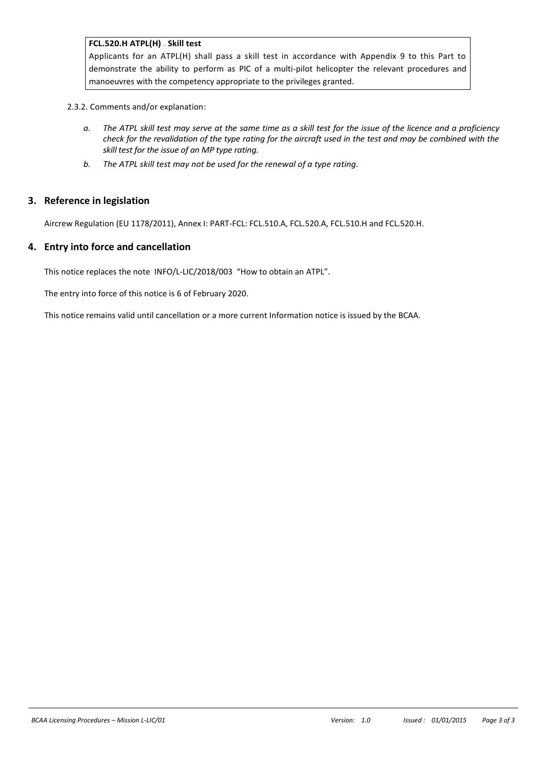**FCL.520.H ATPL(H) – Skill test**

Applicants for an ATPL(H) shall pass a skill test in accordance with Appendix 9 to this Part to demonstrate the ability to perform as PIC of a multi-pilot helicopter the relevant procedures and manoeuvres with the competency appropriate to the privileges granted.

2.3.2. Comments and/or explanation:

*a. The ATPL skill test may serve at the same time as a skill test for the issue of the licence and a proficiency check for the revalidation of the type rating for the aircraft used in the test and may be combined with the skill test for the issue of an MP type rating.*

*b. The ATPL skill test may not be used for the renewal of a type rating.*

## 3. Reference in legislation

Aircrew Regulation (EU 1178/2011), Annex I: PART-FCL: FCL.510.A, FCL.520.A, FCL.510.H and FCL.520.H.

## 4. Entry into force and cancellation

This notice replaces the note INFO/L-LIC/2018/003 "How to obtain an ATPL".

The entry into force of this notice is 6 of February 2020.

This notice remains valid until cancellation or a more current Information notice is issued by the BCAA.